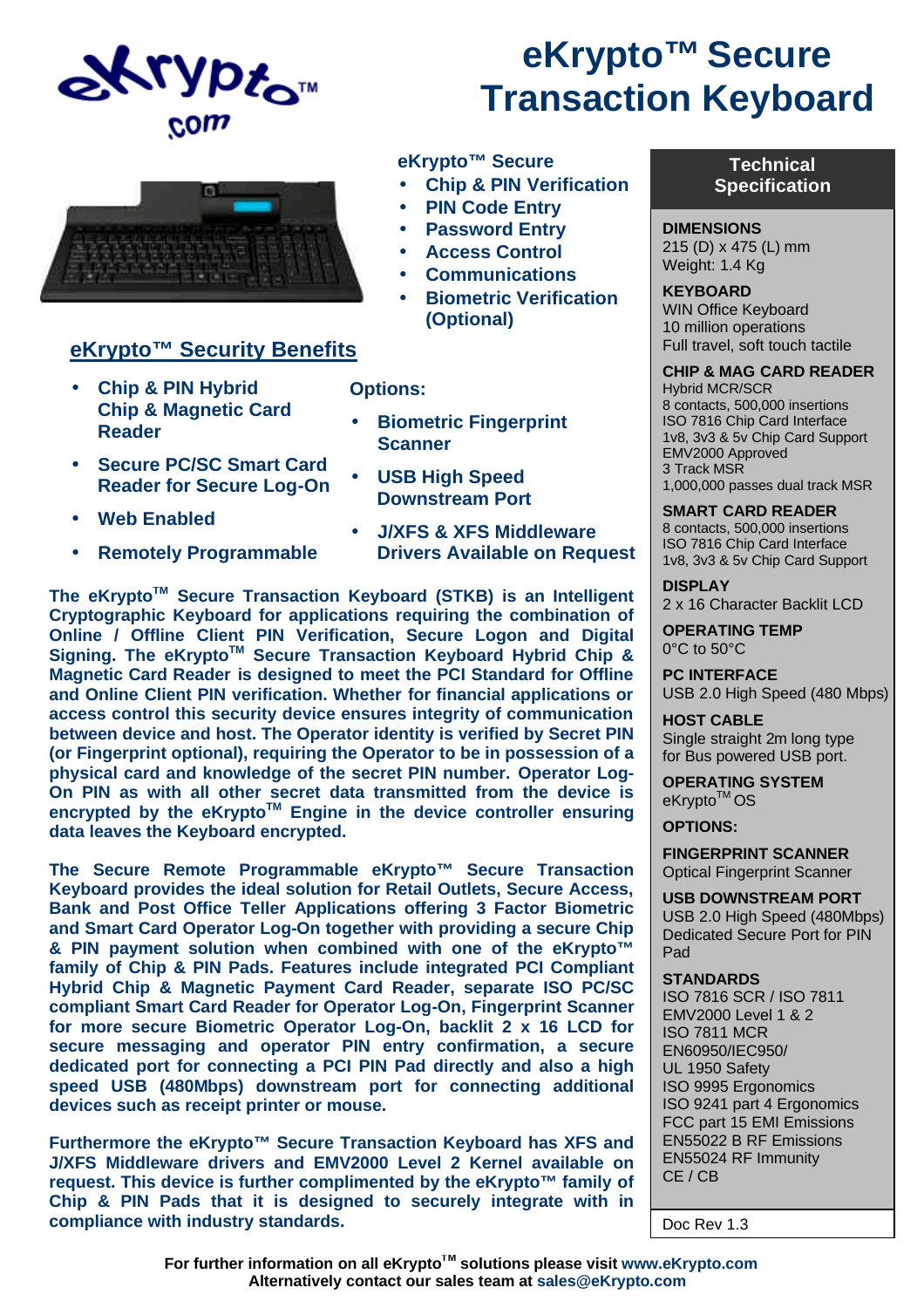# eKrypto™ Secure Transaction Keyboard

**eKrypto™ Secure**

- **Chip & PIN Verification**
- **PIN Code Entry**
- **Password Entry**
- **Access Control**
- **Communications**
- **Biometric Verification (Optional)**

## eKrypto™ Security Benefits

- **Chip & PIN Hybrid Chip & Magnetic Card Reader**
- **Secure PC/SC Smart Card Reader for Secure Log-On**
- **Web Enabled**
- **Remotely Programmable**

**Options:**

- **Biometric Fingerprint Scanner**
- **USB High Speed Downstream Port**
- **J/XFS & XFS Middleware Drivers Available on Request**

**The eKrypto™ Secure Transaction Keyboard (STKB) is an Intelligent Cryptographic Keyboard for applications requiring the combination of Online / Offline Client PIN Verification, Secure Logon and Digital Signing. The eKrypto™ Secure Transaction Keyboard Hybrid Chip & Magnetic Card Reader is designed to meet the PCI Standard for Offline and Online Client PIN verification. Whether for financial applications or access control this security device ensures integrity of communication between device and host. The Operator identity is verified by Secret PIN (or Fingerprint optional), requiring the Operator to be in possession of a physical card and knowledge of the secret PIN number. Operator Log-On PIN as with all other secret data transmitted from the device is encrypted by the eKrypto™ Engine in the device controller ensuring data leaves the Keyboard encrypted.**

**The Secure Remote Programmable eKrypto™ Secure Transaction Keyboard provides the ideal solution for Retail Outlets, Secure Access, Bank and Post Office Teller Applications offering 3 Factor Biometric and Smart Card Operator Log-On together with providing a secure Chip & PIN payment solution when combined with one of the eKrypto™ family of Chip & PIN Pads. Features include integrated PCI Compliant Hybrid Chip & Magnetic Payment Card Reader, separate ISO PC/SC compliant Smart Card Reader for Operator Log-On, Fingerprint Scanner for more secure Biometric Operator Log-On, backlit 2 x 16 LCD for secure messaging and operator PIN entry confirmation, a secure dedicated port for connecting a PCI PIN Pad directly and also a high speed USB (480Mbps) downstream port for connecting additional devices such as receipt printer or mouse.**

**Furthermore the eKrypto™ Secure Transaction Keyboard has XFS and J/XFS Middleware drivers and EMV2000 Level 2 Kernel available on request. This device is further complimented by the eKrypto™ family of Chip & PIN Pads that it is designed to securely integrate with in compliance with industry standards.**

## Technical Specification

**DIMENSIONS**
215 (D) x 475 (L) mm
Weight: 1.4 Kg

**KEYBOARD**
WIN Office Keyboard
10 million operations
Full travel, soft touch tactile

**CHIP & MAG CARD READER**
Hybrid MCR/SCR
8 contacts, 500,000 insertions
ISO 7816 Chip Card Interface
1v8, 3v3 & 5v Chip Card Support
EMV2000 Approved
3 Track MSR
1,000,000 passes dual track MSR

**SMART CARD READER**
8 contacts, 500,000 insertions
ISO 7816 Chip Card Interface
1v8, 3v3 & 5v Chip Card Support

**DISPLAY**
2 x 16 Character Backlit LCD

**OPERATING TEMP**
0°C to 50°C

**PC INTERFACE**
USB 2.0 High Speed (480 Mbps)

**HOST CABLE**
Single straight 2m long type for Bus powered USB port.

**OPERATING SYSTEM**
eKrypto™ OS

**OPTIONS:**

**FINGERPRINT SCANNER**
Optical Fingerprint Scanner

**USB DOWNSTREAM PORT**
USB 2.0 High Speed (480Mbps)
Dedicated Secure Port for PIN Pad

**STANDARDS**
ISO 7816 SCR / ISO 7811
EMV2000 Level 1 & 2
ISO 7811 MCR
EN60950/IEC950/
UL 1950 Safety
ISO 9995 Ergonomics
ISO 9241 part 4 Ergonomics
FCC part 15 EMI Emissions
EN55022 B RF Emissions
EN55024 RF Immunity
CE / CB

Doc Rev 1.3

**For further information on all eKrypto™ solutions please visit www.eKrypto.com**
**Alternatively contact our sales team at sales@eKrypto.com**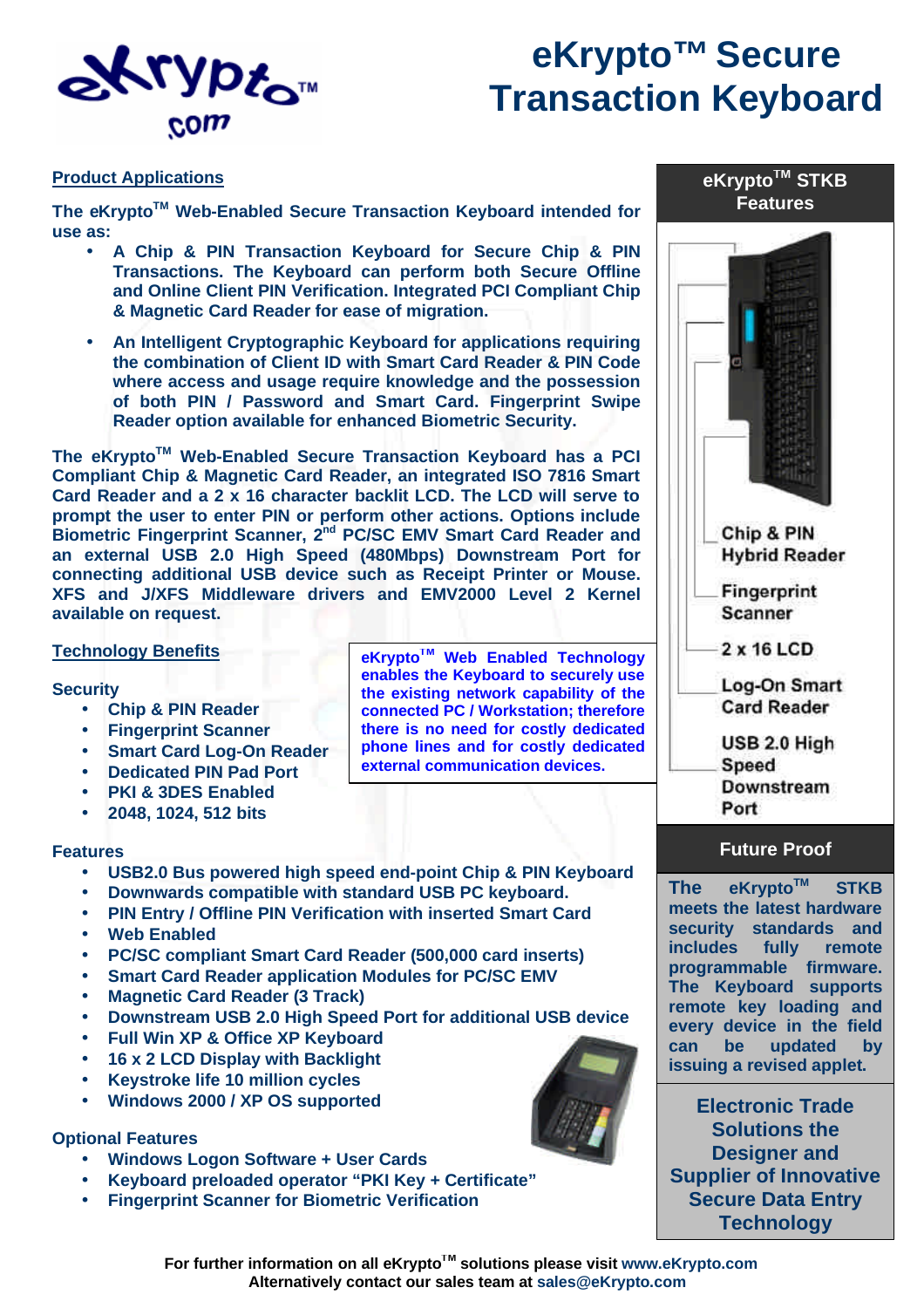# eKrypto™ Secure Transaction Keyboard

## Product Applications

**The eKrypto™ Web-Enabled Secure Transaction Keyboard intended for use as:**

- **A Chip & PIN Transaction Keyboard for Secure Chip & PIN Transactions. The Keyboard can perform both Secure Offline and Online Client PIN Verification. Integrated PCI Compliant Chip & Magnetic Card Reader for ease of migration.**
- **An Intelligent Cryptographic Keyboard for applications requiring the combination of Client ID with Smart Card Reader & PIN Code where access and usage require knowledge and the possession of both PIN / Password and Smart Card. Fingerprint Swipe Reader option available for enhanced Biometric Security.**

**The eKrypto™ Web-Enabled Secure Transaction Keyboard has a PCI Compliant Chip & Magnetic Card Reader, an integrated ISO 7816 Smart Card Reader and a 2 x 16 character backlit LCD. The LCD will serve to prompt the user to enter PIN or perform other actions. Options include Biometric Fingerprint Scanner, 2nd PC/SC EMV Smart Card Reader and an external USB 2.0 High Speed (480Mbps) Downstream Port for connecting additional USB device such as Receipt Printer or Mouse. XFS and J/XFS Middleware drivers and EMV2000 Level 2 Kernel available on request.**

## Technology Benefits

**eKrypto™ Web Enabled Technology enables the Keyboard to securely use the existing network capability of the connected PC / Workstation; therefore there is no need for costly dedicated phone lines and for costly dedicated external communication devices.**

### Security

- **Chip & PIN Reader**
- **Fingerprint Scanner**
- **Smart Card Log-On Reader**
- **Dedicated PIN Pad Port**
- **PKI & 3DES Enabled**
- **2048, 1024, 512 bits**

### Features

- **USB2.0 Bus powered high speed end-point Chip & PIN Keyboard**
- **Downwards compatible with standard USB PC keyboard.**
- **PIN Entry / Offline PIN Verification with inserted Smart Card**
- **Web Enabled**
- **PC/SC compliant Smart Card Reader (500,000 card inserts)**
- **Smart Card Reader application Modules for PC/SC EMV**
- **Magnetic Card Reader (3 Track)**
- **Downstream USB 2.0 High Speed Port for additional USB device**
- **Full Win XP & Office XP Keyboard**
- **16 x 2 LCD Display with Backlight**
- **Keystroke life 10 million cycles**
- **Windows 2000 / XP OS supported**

### Optional Features

- **Windows Logon Software + User Cards**
- **Keyboard preloaded operator "PKI Key + Certificate"**
- **Fingerprint Scanner for Biometric Verification**

## eKrypto™ STKB Features

Chip & PIN Hybrid Reader

Fingerprint Scanner

2 x 16 LCD

Log-On Smart Card Reader

USB 2.0 High Speed Downstream Port

## Future Proof

**The eKrypto™ STKB meets the latest hardware security standards and includes fully remote programmable firmware. The Keyboard supports remote key loading and every device in the field can be updated by issuing a revised applet.**

**Electronic Trade Solutions the Designer and Supplier of Innovative Secure Data Entry Technology**

**For further information on all eKrypto™ solutions please visit www.eKrypto.com**
**Alternatively contact our sales team at sales@eKrypto.com**